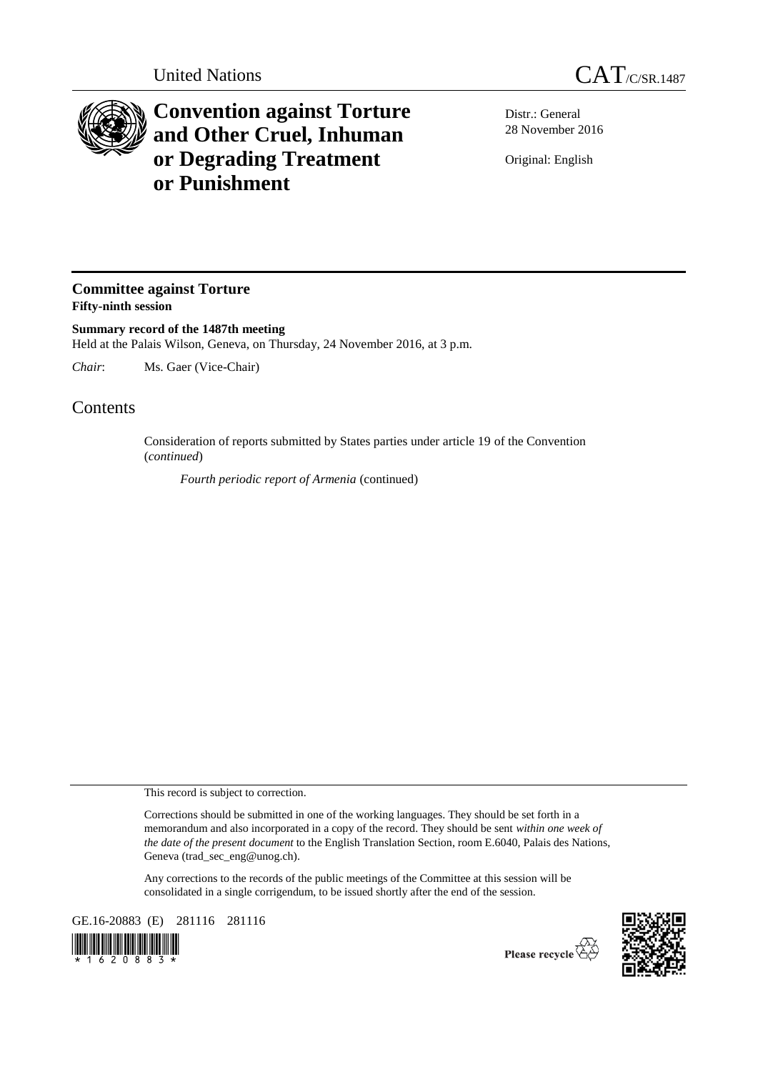United Nations

CAT/C/SR.1487

# Convention against Torture and Other Cruel, Inhuman or Degrading Treatment or Punishment

Distr.: General
28 November 2016

Original: English

## Committee against Torture

**Fifty-ninth session**

**Summary record of the 1487th meeting**

Held at the Palais Wilson, Geneva, on Thursday, 24 November 2016, at 3 p.m.

*Chair*: Ms. Gaer (Vice-Chair)

# Contents

Consideration of reports submitted by States parties under article 19 of the Convention (*continued*)

*Fourth periodic report of Armenia* (continued)

This record is subject to correction.

Corrections should be submitted in one of the working languages. They should be set forth in a memorandum and also incorporated in a copy of the record. They should be sent *within one week of the date of the present document* to the English Translation Section, room E.6040, Palais des Nations, Geneva (trad_sec_eng@unog.ch).

Any corrections to the records of the public meetings of the Committee at this session will be consolidated in a single corrigendum, to be issued shortly after the end of the session.

GE.16-20883 (E) 281116 281116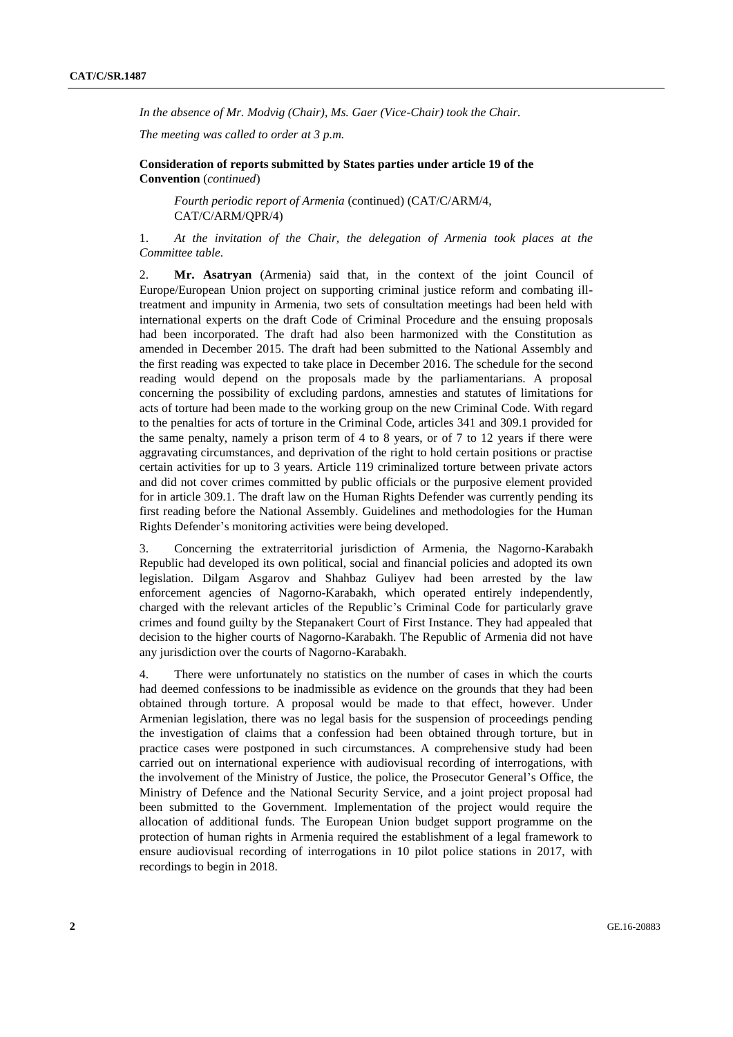*In the absence of Mr. Modvig (Chair), Ms. Gaer (Vice-Chair) took the Chair.*

*The meeting was called to order at 3 p.m.*

**Consideration of reports submitted by States parties under article 19 of the Convention** (*continued*)

*Fourth periodic report of Armenia* (continued) (CAT/C/ARM/4, CAT/C/ARM/QPR/4)

1. *At the invitation of the Chair, the delegation of Armenia took places at the Committee table.*

2. **Mr. Asatryan** (Armenia) said that, in the context of the joint Council of Europe/European Union project on supporting criminal justice reform and combating ill-treatment and impunity in Armenia, two sets of consultation meetings had been held with international experts on the draft Code of Criminal Procedure and the ensuing proposals had been incorporated. The draft had also been harmonized with the Constitution as amended in December 2015. The draft had been submitted to the National Assembly and the first reading was expected to take place in December 2016. The schedule for the second reading would depend on the proposals made by the parliamentarians. A proposal concerning the possibility of excluding pardons, amnesties and statutes of limitations for acts of torture had been made to the working group on the new Criminal Code. With regard to the penalties for acts of torture in the Criminal Code, articles 341 and 309.1 provided for the same penalty, namely a prison term of 4 to 8 years, or of 7 to 12 years if there were aggravating circumstances, and deprivation of the right to hold certain positions or practise certain activities for up to 3 years. Article 119 criminalized torture between private actors and did not cover crimes committed by public officials or the purposive element provided for in article 309.1. The draft law on the Human Rights Defender was currently pending its first reading before the National Assembly. Guidelines and methodologies for the Human Rights Defender's monitoring activities were being developed.

3. Concerning the extraterritorial jurisdiction of Armenia, the Nagorno-Karabakh Republic had developed its own political, social and financial policies and adopted its own legislation. Dilgam Asgarov and Shahbaz Guliyev had been arrested by the law enforcement agencies of Nagorno-Karabakh, which operated entirely independently, charged with the relevant articles of the Republic's Criminal Code for particularly grave crimes and found guilty by the Stepanakert Court of First Instance. They had appealed that decision to the higher courts of Nagorno-Karabakh. The Republic of Armenia did not have any jurisdiction over the courts of Nagorno-Karabakh.

4. There were unfortunately no statistics on the number of cases in which the courts had deemed confessions to be inadmissible as evidence on the grounds that they had been obtained through torture. A proposal would be made to that effect, however. Under Armenian legislation, there was no legal basis for the suspension of proceedings pending the investigation of claims that a confession had been obtained through torture, but in practice cases were postponed in such circumstances. A comprehensive study had been carried out on international experience with audiovisual recording of interrogations, with the involvement of the Ministry of Justice, the police, the Prosecutor General's Office, the Ministry of Defence and the National Security Service, and a joint project proposal had been submitted to the Government. Implementation of the project would require the allocation of additional funds. The European Union budget support programme on the protection of human rights in Armenia required the establishment of a legal framework to ensure audiovisual recording of interrogations in 10 pilot police stations in 2017, with recordings to begin in 2018.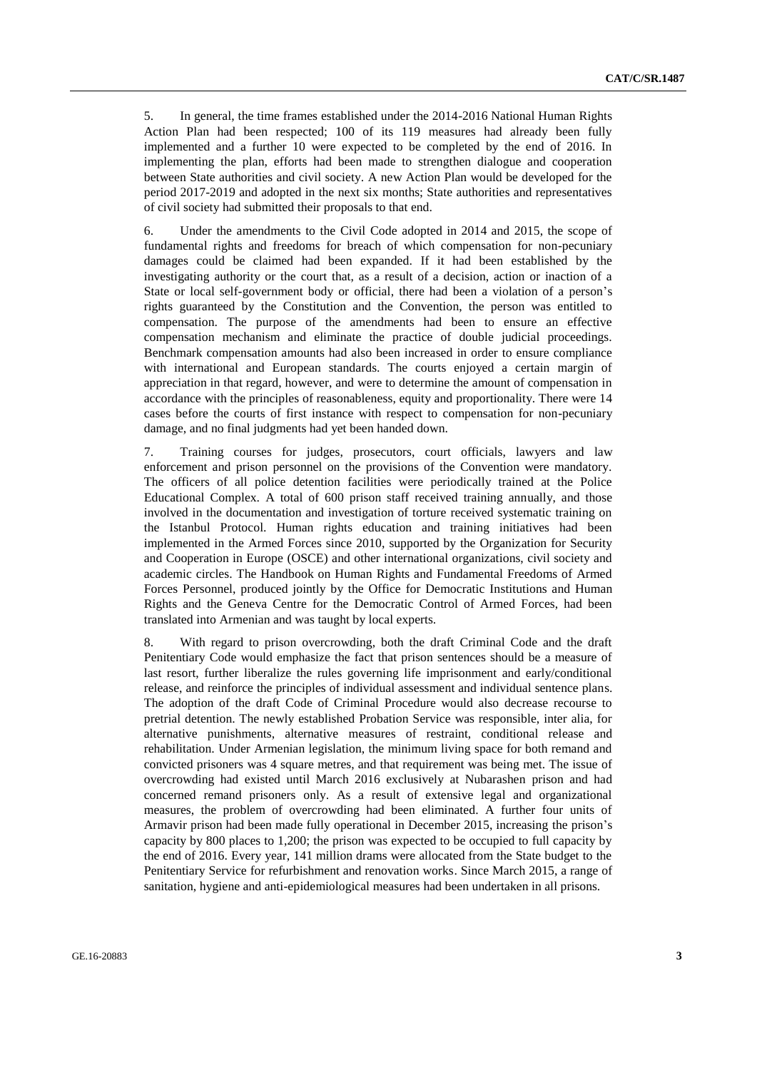5. In general, the time frames established under the 2014-2016 National Human Rights Action Plan had been respected; 100 of its 119 measures had already been fully implemented and a further 10 were expected to be completed by the end of 2016. In implementing the plan, efforts had been made to strengthen dialogue and cooperation between State authorities and civil society. A new Action Plan would be developed for the period 2017-2019 and adopted in the next six months; State authorities and representatives of civil society had submitted their proposals to that end.

6. Under the amendments to the Civil Code adopted in 2014 and 2015, the scope of fundamental rights and freedoms for breach of which compensation for non-pecuniary damages could be claimed had been expanded. If it had been established by the investigating authority or the court that, as a result of a decision, action or inaction of a State or local self-government body or official, there had been a violation of a person's rights guaranteed by the Constitution and the Convention, the person was entitled to compensation. The purpose of the amendments had been to ensure an effective compensation mechanism and eliminate the practice of double judicial proceedings. Benchmark compensation amounts had also been increased in order to ensure compliance with international and European standards. The courts enjoyed a certain margin of appreciation in that regard, however, and were to determine the amount of compensation in accordance with the principles of reasonableness, equity and proportionality. There were 14 cases before the courts of first instance with respect to compensation for non-pecuniary damage, and no final judgments had yet been handed down.

7. Training courses for judges, prosecutors, court officials, lawyers and law enforcement and prison personnel on the provisions of the Convention were mandatory. The officers of all police detention facilities were periodically trained at the Police Educational Complex. A total of 600 prison staff received training annually, and those involved in the documentation and investigation of torture received systematic training on the Istanbul Protocol. Human rights education and training initiatives had been implemented in the Armed Forces since 2010, supported by the Organization for Security and Cooperation in Europe (OSCE) and other international organizations, civil society and academic circles. The Handbook on Human Rights and Fundamental Freedoms of Armed Forces Personnel, produced jointly by the Office for Democratic Institutions and Human Rights and the Geneva Centre for the Democratic Control of Armed Forces, had been translated into Armenian and was taught by local experts.

8. With regard to prison overcrowding, both the draft Criminal Code and the draft Penitentiary Code would emphasize the fact that prison sentences should be a measure of last resort, further liberalize the rules governing life imprisonment and early/conditional release, and reinforce the principles of individual assessment and individual sentence plans. The adoption of the draft Code of Criminal Procedure would also decrease recourse to pretrial detention. The newly established Probation Service was responsible, inter alia, for alternative punishments, alternative measures of restraint, conditional release and rehabilitation. Under Armenian legislation, the minimum living space for both remand and convicted prisoners was 4 square metres, and that requirement was being met. The issue of overcrowding had existed until March 2016 exclusively at Nubarashen prison and had concerned remand prisoners only. As a result of extensive legal and organizational measures, the problem of overcrowding had been eliminated. A further four units of Armavir prison had been made fully operational in December 2015, increasing the prison's capacity by 800 places to 1,200; the prison was expected to be occupied to full capacity by the end of 2016. Every year, 141 million drams were allocated from the State budget to the Penitentiary Service for refurbishment and renovation works. Since March 2015, a range of sanitation, hygiene and anti-epidemiological measures had been undertaken in all prisons.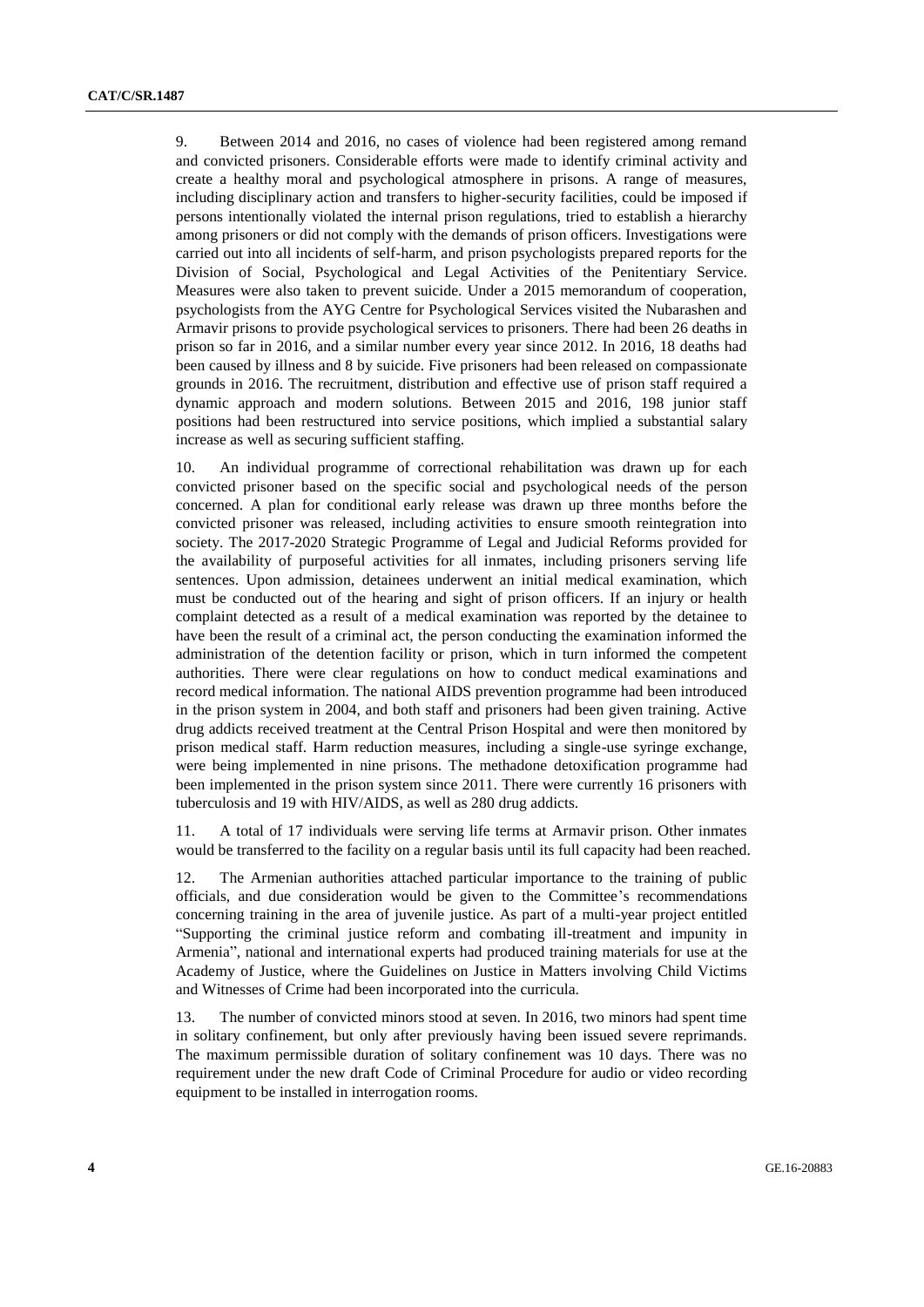9. Between 2014 and 2016, no cases of violence had been registered among remand and convicted prisoners. Considerable efforts were made to identify criminal activity and create a healthy moral and psychological atmosphere in prisons. A range of measures, including disciplinary action and transfers to higher-security facilities, could be imposed if persons intentionally violated the internal prison regulations, tried to establish a hierarchy among prisoners or did not comply with the demands of prison officers. Investigations were carried out into all incidents of self-harm, and prison psychologists prepared reports for the Division of Social, Psychological and Legal Activities of the Penitentiary Service. Measures were also taken to prevent suicide. Under a 2015 memorandum of cooperation, psychologists from the AYG Centre for Psychological Services visited the Nubarashen and Armavir prisons to provide psychological services to prisoners. There had been 26 deaths in prison so far in 2016, and a similar number every year since 2012. In 2016, 18 deaths had been caused by illness and 8 by suicide. Five prisoners had been released on compassionate grounds in 2016. The recruitment, distribution and effective use of prison staff required a dynamic approach and modern solutions. Between 2015 and 2016, 198 junior staff positions had been restructured into service positions, which implied a substantial salary increase as well as securing sufficient staffing.

10. An individual programme of correctional rehabilitation was drawn up for each convicted prisoner based on the specific social and psychological needs of the person concerned. A plan for conditional early release was drawn up three months before the convicted prisoner was released, including activities to ensure smooth reintegration into society. The 2017-2020 Strategic Programme of Legal and Judicial Reforms provided for the availability of purposeful activities for all inmates, including prisoners serving life sentences. Upon admission, detainees underwent an initial medical examination, which must be conducted out of the hearing and sight of prison officers. If an injury or health complaint detected as a result of a medical examination was reported by the detainee to have been the result of a criminal act, the person conducting the examination informed the administration of the detention facility or prison, which in turn informed the competent authorities. There were clear regulations on how to conduct medical examinations and record medical information. The national AIDS prevention programme had been introduced in the prison system in 2004, and both staff and prisoners had been given training. Active drug addicts received treatment at the Central Prison Hospital and were then monitored by prison medical staff. Harm reduction measures, including a single-use syringe exchange, were being implemented in nine prisons. The methadone detoxification programme had been implemented in the prison system since 2011. There were currently 16 prisoners with tuberculosis and 19 with HIV/AIDS, as well as 280 drug addicts.

11. A total of 17 individuals were serving life terms at Armavir prison. Other inmates would be transferred to the facility on a regular basis until its full capacity had been reached.

12. The Armenian authorities attached particular importance to the training of public officials, and due consideration would be given to the Committee's recommendations concerning training in the area of juvenile justice. As part of a multi-year project entitled "Supporting the criminal justice reform and combating ill-treatment and impunity in Armenia", national and international experts had produced training materials for use at the Academy of Justice, where the Guidelines on Justice in Matters involving Child Victims and Witnesses of Crime had been incorporated into the curricula.

13. The number of convicted minors stood at seven. In 2016, two minors had spent time in solitary confinement, but only after previously having been issued severe reprimands. The maximum permissible duration of solitary confinement was 10 days. There was no requirement under the new draft Code of Criminal Procedure for audio or video recording equipment to be installed in interrogation rooms.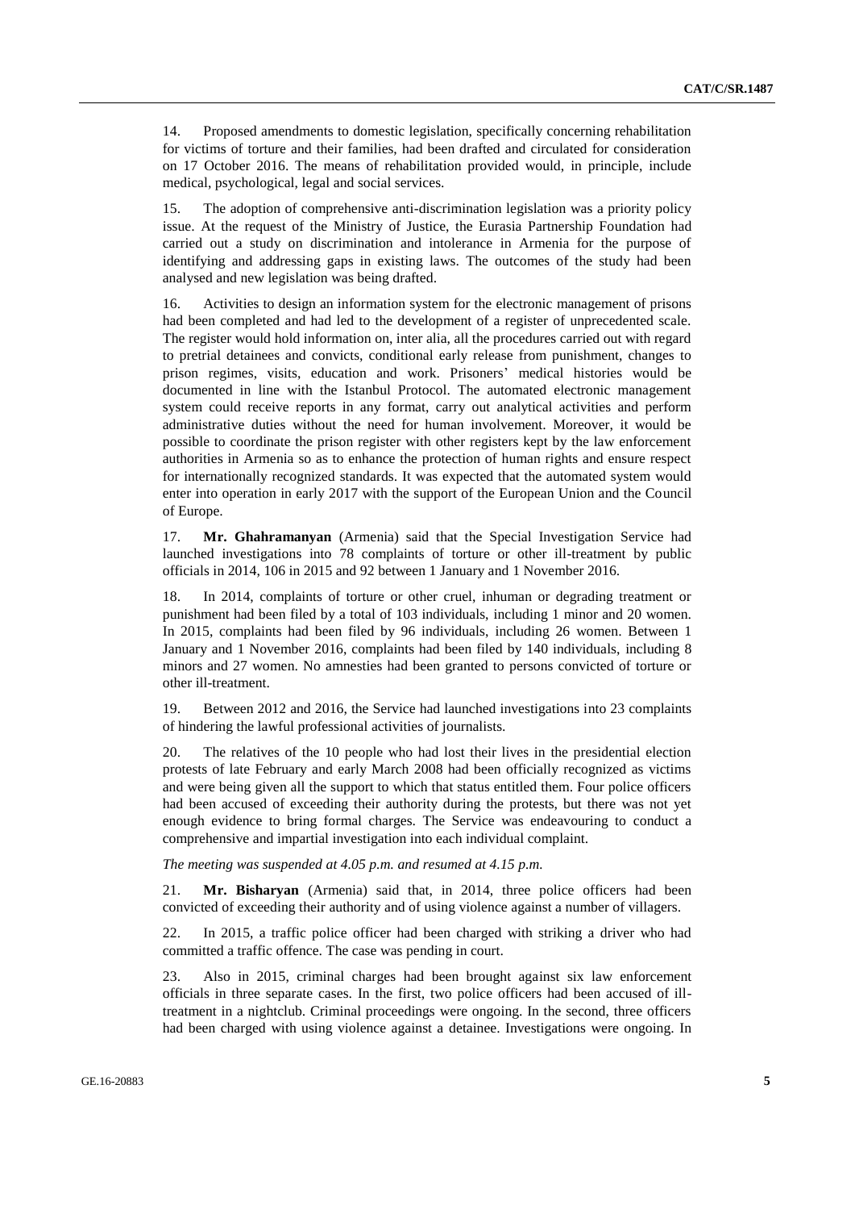14. Proposed amendments to domestic legislation, specifically concerning rehabilitation for victims of torture and their families, had been drafted and circulated for consideration on 17 October 2016. The means of rehabilitation provided would, in principle, include medical, psychological, legal and social services.

15. The adoption of comprehensive anti-discrimination legislation was a priority policy issue. At the request of the Ministry of Justice, the Eurasia Partnership Foundation had carried out a study on discrimination and intolerance in Armenia for the purpose of identifying and addressing gaps in existing laws. The outcomes of the study had been analysed and new legislation was being drafted.

16. Activities to design an information system for the electronic management of prisons had been completed and had led to the development of a register of unprecedented scale. The register would hold information on, inter alia, all the procedures carried out with regard to pretrial detainees and convicts, conditional early release from punishment, changes to prison regimes, visits, education and work. Prisoners' medical histories would be documented in line with the Istanbul Protocol. The automated electronic management system could receive reports in any format, carry out analytical activities and perform administrative duties without the need for human involvement. Moreover, it would be possible to coordinate the prison register with other registers kept by the law enforcement authorities in Armenia so as to enhance the protection of human rights and ensure respect for internationally recognized standards. It was expected that the automated system would enter into operation in early 2017 with the support of the European Union and the Council of Europe.

17. **Mr. Ghahramanyan** (Armenia) said that the Special Investigation Service had launched investigations into 78 complaints of torture or other ill-treatment by public officials in 2014, 106 in 2015 and 92 between 1 January and 1 November 2016.

18. In 2014, complaints of torture or other cruel, inhuman or degrading treatment or punishment had been filed by a total of 103 individuals, including 1 minor and 20 women. In 2015, complaints had been filed by 96 individuals, including 26 women. Between 1 January and 1 November 2016, complaints had been filed by 140 individuals, including 8 minors and 27 women. No amnesties had been granted to persons convicted of torture or other ill-treatment.

19. Between 2012 and 2016, the Service had launched investigations into 23 complaints of hindering the lawful professional activities of journalists.

20. The relatives of the 10 people who had lost their lives in the presidential election protests of late February and early March 2008 had been officially recognized as victims and were being given all the support to which that status entitled them. Four police officers had been accused of exceeding their authority during the protests, but there was not yet enough evidence to bring formal charges. The Service was endeavouring to conduct a comprehensive and impartial investigation into each individual complaint.

*The meeting was suspended at 4.05 p.m. and resumed at 4.15 p.m.*

21. **Mr. Bisharyan** (Armenia) said that, in 2014, three police officers had been convicted of exceeding their authority and of using violence against a number of villagers.

22. In 2015, a traffic police officer had been charged with striking a driver who had committed a traffic offence. The case was pending in court.

23. Also in 2015, criminal charges had been brought against six law enforcement officials in three separate cases. In the first, two police officers had been accused of ill-treatment in a nightclub. Criminal proceedings were ongoing. In the second, three officers had been charged with using violence against a detainee. Investigations were ongoing. In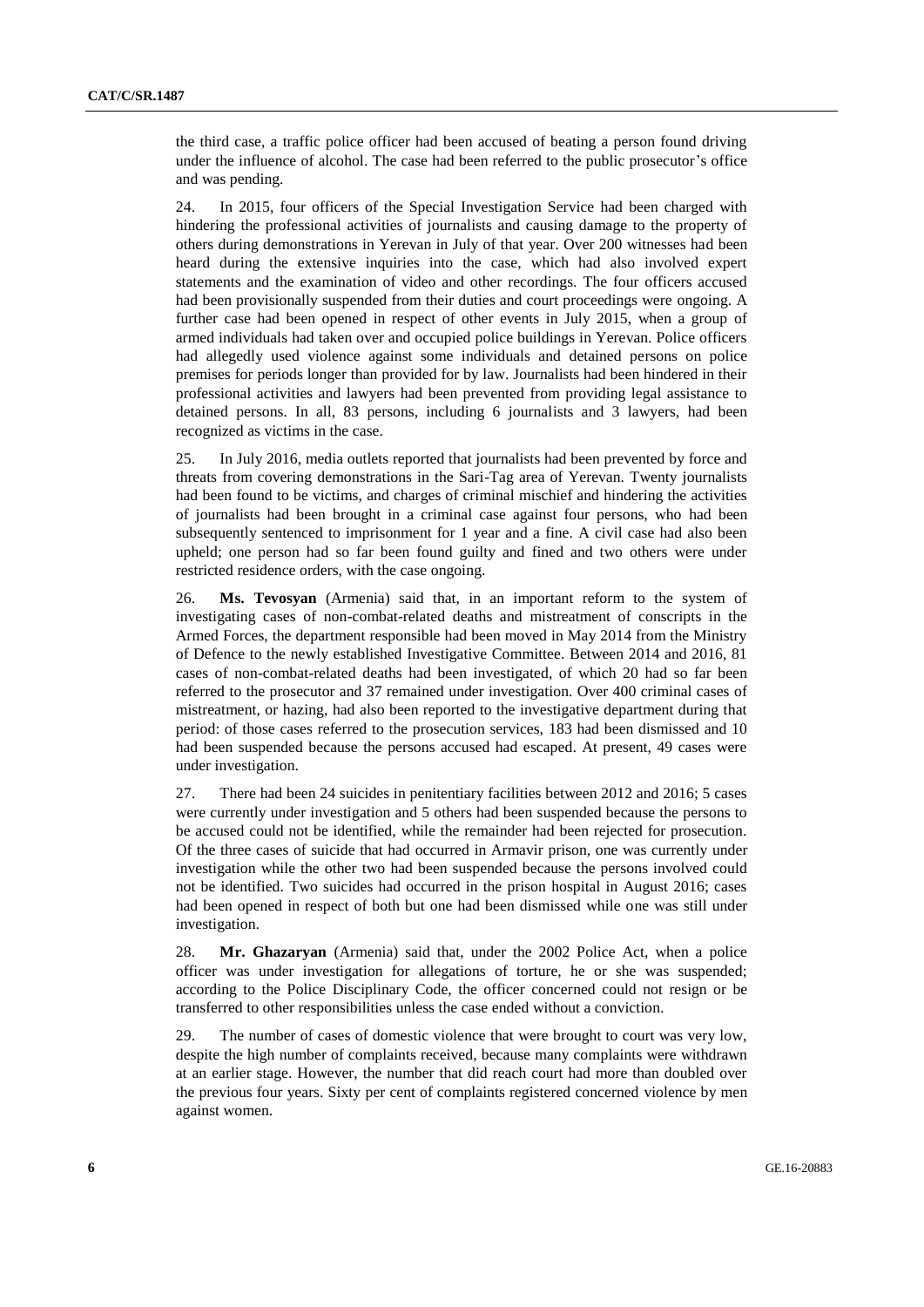the third case, a traffic police officer had been accused of beating a person found driving under the influence of alcohol. The case had been referred to the public prosecutor's office and was pending.

24. In 2015, four officers of the Special Investigation Service had been charged with hindering the professional activities of journalists and causing damage to the property of others during demonstrations in Yerevan in July of that year. Over 200 witnesses had been heard during the extensive inquiries into the case, which had also involved expert statements and the examination of video and other recordings. The four officers accused had been provisionally suspended from their duties and court proceedings were ongoing. A further case had been opened in respect of other events in July 2015, when a group of armed individuals had taken over and occupied police buildings in Yerevan. Police officers had allegedly used violence against some individuals and detained persons on police premises for periods longer than provided for by law. Journalists had been hindered in their professional activities and lawyers had been prevented from providing legal assistance to detained persons. In all, 83 persons, including 6 journalists and 3 lawyers, had been recognized as victims in the case.

25. In July 2016, media outlets reported that journalists had been prevented by force and threats from covering demonstrations in the Sari-Tag area of Yerevan. Twenty journalists had been found to be victims, and charges of criminal mischief and hindering the activities of journalists had been brought in a criminal case against four persons, who had been subsequently sentenced to imprisonment for 1 year and a fine. A civil case had also been upheld; one person had so far been found guilty and fined and two others were under restricted residence orders, with the case ongoing.

26. **Ms. Tevosyan** (Armenia) said that, in an important reform to the system of investigating cases of non-combat-related deaths and mistreatment of conscripts in the Armed Forces, the department responsible had been moved in May 2014 from the Ministry of Defence to the newly established Investigative Committee. Between 2014 and 2016, 81 cases of non-combat-related deaths had been investigated, of which 20 had so far been referred to the prosecutor and 37 remained under investigation. Over 400 criminal cases of mistreatment, or hazing, had also been reported to the investigative department during that period: of those cases referred to the prosecution services, 183 had been dismissed and 10 had been suspended because the persons accused had escaped. At present, 49 cases were under investigation.

27. There had been 24 suicides in penitentiary facilities between 2012 and 2016; 5 cases were currently under investigation and 5 others had been suspended because the persons to be accused could not be identified, while the remainder had been rejected for prosecution. Of the three cases of suicide that had occurred in Armavir prison, one was currently under investigation while the other two had been suspended because the persons involved could not be identified. Two suicides had occurred in the prison hospital in August 2016; cases had been opened in respect of both but one had been dismissed while one was still under investigation.

28. **Mr. Ghazaryan** (Armenia) said that, under the 2002 Police Act, when a police officer was under investigation for allegations of torture, he or she was suspended; according to the Police Disciplinary Code, the officer concerned could not resign or be transferred to other responsibilities unless the case ended without a conviction.

29. The number of cases of domestic violence that were brought to court was very low, despite the high number of complaints received, because many complaints were withdrawn at an earlier stage. However, the number that did reach court had more than doubled over the previous four years. Sixty per cent of complaints registered concerned violence by men against women.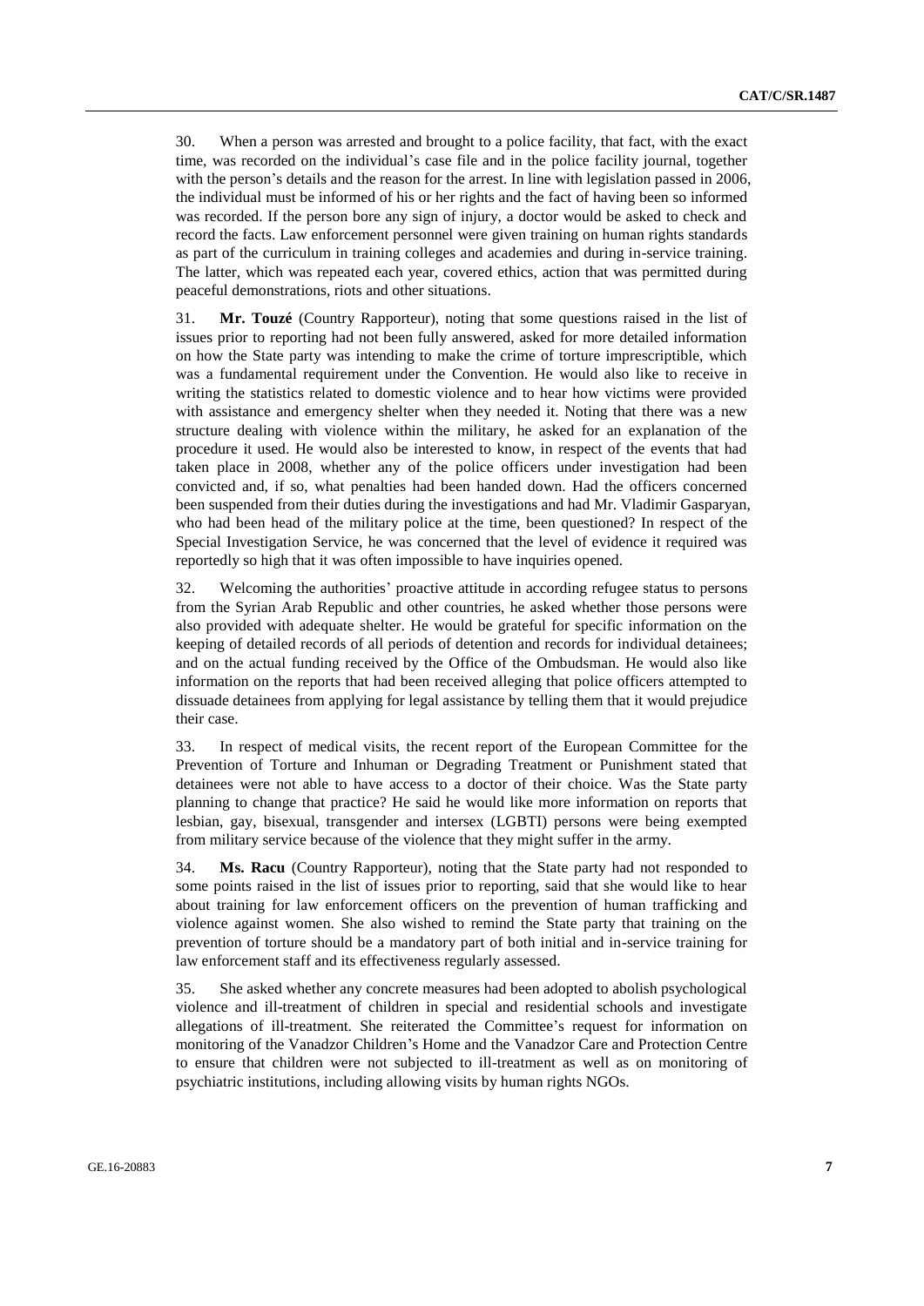30. When a person was arrested and brought to a police facility, that fact, with the exact time, was recorded on the individual's case file and in the police facility journal, together with the person's details and the reason for the arrest. In line with legislation passed in 2006, the individual must be informed of his or her rights and the fact of having been so informed was recorded. If the person bore any sign of injury, a doctor would be asked to check and record the facts. Law enforcement personnel were given training on human rights standards as part of the curriculum in training colleges and academies and during in-service training. The latter, which was repeated each year, covered ethics, action that was permitted during peaceful demonstrations, riots and other situations.

31. **Mr. Touzé** (Country Rapporteur), noting that some questions raised in the list of issues prior to reporting had not been fully answered, asked for more detailed information on how the State party was intending to make the crime of torture imprescriptible, which was a fundamental requirement under the Convention. He would also like to receive in writing the statistics related to domestic violence and to hear how victims were provided with assistance and emergency shelter when they needed it. Noting that there was a new structure dealing with violence within the military, he asked for an explanation of the procedure it used. He would also be interested to know, in respect of the events that had taken place in 2008, whether any of the police officers under investigation had been convicted and, if so, what penalties had been handed down. Had the officers concerned been suspended from their duties during the investigations and had Mr. Vladimir Gasparyan, who had been head of the military police at the time, been questioned? In respect of the Special Investigation Service, he was concerned that the level of evidence it required was reportedly so high that it was often impossible to have inquiries opened.

32. Welcoming the authorities' proactive attitude in according refugee status to persons from the Syrian Arab Republic and other countries, he asked whether those persons were also provided with adequate shelter. He would be grateful for specific information on the keeping of detailed records of all periods of detention and records for individual detainees; and on the actual funding received by the Office of the Ombudsman. He would also like information on the reports that had been received alleging that police officers attempted to dissuade detainees from applying for legal assistance by telling them that it would prejudice their case.

33. In respect of medical visits, the recent report of the European Committee for the Prevention of Torture and Inhuman or Degrading Treatment or Punishment stated that detainees were not able to have access to a doctor of their choice. Was the State party planning to change that practice? He said he would like more information on reports that lesbian, gay, bisexual, transgender and intersex (LGBTI) persons were being exempted from military service because of the violence that they might suffer in the army.

34. **Ms. Racu** (Country Rapporteur), noting that the State party had not responded to some points raised in the list of issues prior to reporting, said that she would like to hear about training for law enforcement officers on the prevention of human trafficking and violence against women. She also wished to remind the State party that training on the prevention of torture should be a mandatory part of both initial and in-service training for law enforcement staff and its effectiveness regularly assessed.

35. She asked whether any concrete measures had been adopted to abolish psychological violence and ill-treatment of children in special and residential schools and investigate allegations of ill-treatment. She reiterated the Committee's request for information on monitoring of the Vanadzor Children's Home and the Vanadzor Care and Protection Centre to ensure that children were not subjected to ill-treatment as well as on monitoring of psychiatric institutions, including allowing visits by human rights NGOs.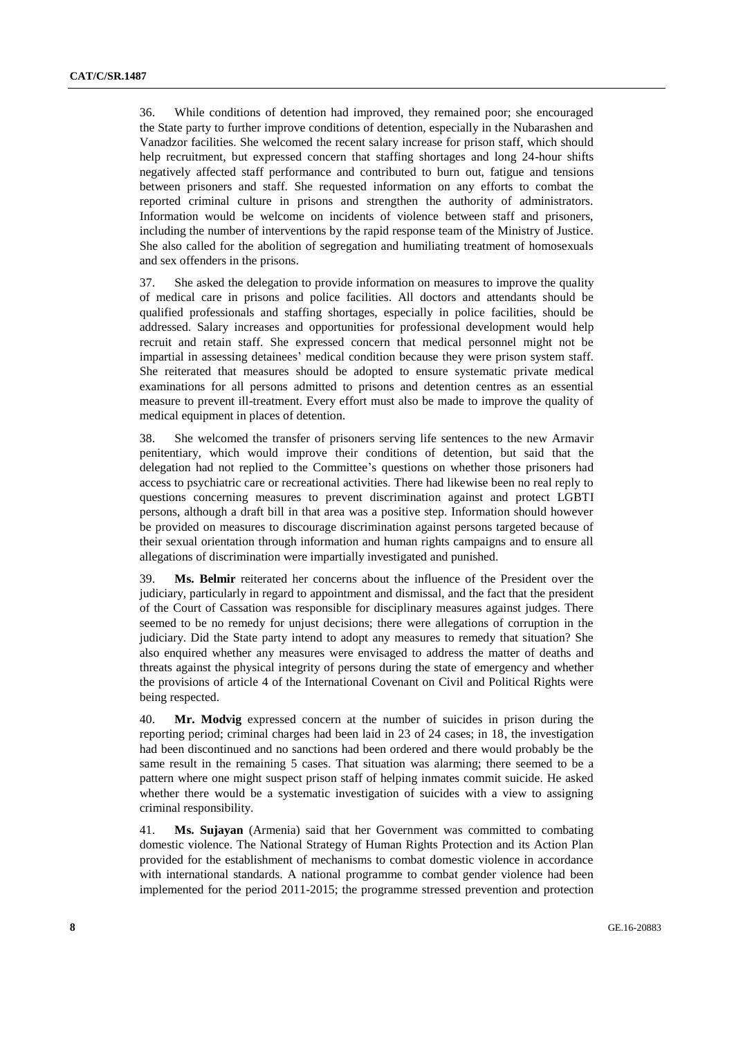36. While conditions of detention had improved, they remained poor; she encouraged the State party to further improve conditions of detention, especially in the Nubarashen and Vanadzor facilities. She welcomed the recent salary increase for prison staff, which should help recruitment, but expressed concern that staffing shortages and long 24-hour shifts negatively affected staff performance and contributed to burn out, fatigue and tensions between prisoners and staff. She requested information on any efforts to combat the reported criminal culture in prisons and strengthen the authority of administrators. Information would be welcome on incidents of violence between staff and prisoners, including the number of interventions by the rapid response team of the Ministry of Justice. She also called for the abolition of segregation and humiliating treatment of homosexuals and sex offenders in the prisons.

37. She asked the delegation to provide information on measures to improve the quality of medical care in prisons and police facilities. All doctors and attendants should be qualified professionals and staffing shortages, especially in police facilities, should be addressed. Salary increases and opportunities for professional development would help recruit and retain staff. She expressed concern that medical personnel might not be impartial in assessing detainees' medical condition because they were prison system staff. She reiterated that measures should be adopted to ensure systematic private medical examinations for all persons admitted to prisons and detention centres as an essential measure to prevent ill-treatment. Every effort must also be made to improve the quality of medical equipment in places of detention.

38. She welcomed the transfer of prisoners serving life sentences to the new Armavir penitentiary, which would improve their conditions of detention, but said that the delegation had not replied to the Committee's questions on whether those prisoners had access to psychiatric care or recreational activities. There had likewise been no real reply to questions concerning measures to prevent discrimination against and protect LGBTI persons, although a draft bill in that area was a positive step. Information should however be provided on measures to discourage discrimination against persons targeted because of their sexual orientation through information and human rights campaigns and to ensure all allegations of discrimination were impartially investigated and punished.

39. **Ms. Belmir** reiterated her concerns about the influence of the President over the judiciary, particularly in regard to appointment and dismissal, and the fact that the president of the Court of Cassation was responsible for disciplinary measures against judges. There seemed to be no remedy for unjust decisions; there were allegations of corruption in the judiciary. Did the State party intend to adopt any measures to remedy that situation? She also enquired whether any measures were envisaged to address the matter of deaths and threats against the physical integrity of persons during the state of emergency and whether the provisions of article 4 of the International Covenant on Civil and Political Rights were being respected.

40. **Mr. Modvig** expressed concern at the number of suicides in prison during the reporting period; criminal charges had been laid in 23 of 24 cases; in 18, the investigation had been discontinued and no sanctions had been ordered and there would probably be the same result in the remaining 5 cases. That situation was alarming; there seemed to be a pattern where one might suspect prison staff of helping inmates commit suicide. He asked whether there would be a systematic investigation of suicides with a view to assigning criminal responsibility.

41. **Ms. Sujayan** (Armenia) said that her Government was committed to combating domestic violence. The National Strategy of Human Rights Protection and its Action Plan provided for the establishment of mechanisms to combat domestic violence in accordance with international standards. A national programme to combat gender violence had been implemented for the period 2011-2015; the programme stressed prevention and protection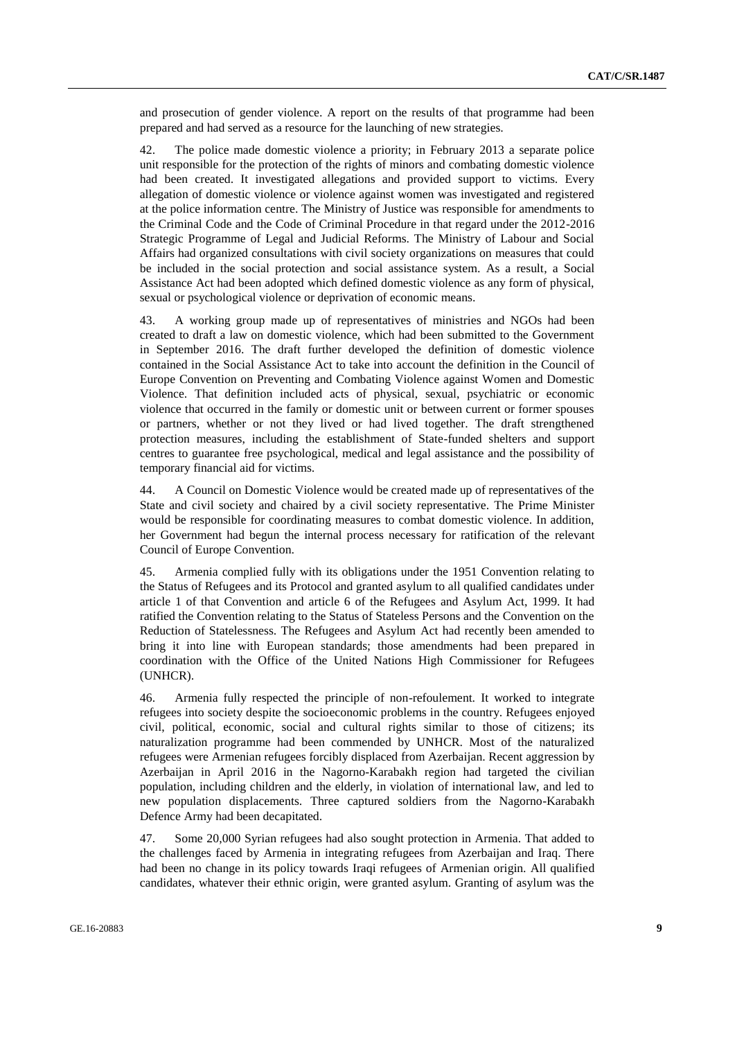and prosecution of gender violence. A report on the results of that programme had been prepared and had served as a resource for the launching of new strategies.

42. The police made domestic violence a priority; in February 2013 a separate police unit responsible for the protection of the rights of minors and combating domestic violence had been created. It investigated allegations and provided support to victims. Every allegation of domestic violence or violence against women was investigated and registered at the police information centre. The Ministry of Justice was responsible for amendments to the Criminal Code and the Code of Criminal Procedure in that regard under the 2012-2016 Strategic Programme of Legal and Judicial Reforms. The Ministry of Labour and Social Affairs had organized consultations with civil society organizations on measures that could be included in the social protection and social assistance system. As a result, a Social Assistance Act had been adopted which defined domestic violence as any form of physical, sexual or psychological violence or deprivation of economic means.

43. A working group made up of representatives of ministries and NGOs had been created to draft a law on domestic violence, which had been submitted to the Government in September 2016. The draft further developed the definition of domestic violence contained in the Social Assistance Act to take into account the definition in the Council of Europe Convention on Preventing and Combating Violence against Women and Domestic Violence. That definition included acts of physical, sexual, psychiatric or economic violence that occurred in the family or domestic unit or between current or former spouses or partners, whether or not they lived or had lived together. The draft strengthened protection measures, including the establishment of State-funded shelters and support centres to guarantee free psychological, medical and legal assistance and the possibility of temporary financial aid for victims.

44. A Council on Domestic Violence would be created made up of representatives of the State and civil society and chaired by a civil society representative. The Prime Minister would be responsible for coordinating measures to combat domestic violence. In addition, her Government had begun the internal process necessary for ratification of the relevant Council of Europe Convention.

45. Armenia complied fully with its obligations under the 1951 Convention relating to the Status of Refugees and its Protocol and granted asylum to all qualified candidates under article 1 of that Convention and article 6 of the Refugees and Asylum Act, 1999. It had ratified the Convention relating to the Status of Stateless Persons and the Convention on the Reduction of Statelessness. The Refugees and Asylum Act had recently been amended to bring it into line with European standards; those amendments had been prepared in coordination with the Office of the United Nations High Commissioner for Refugees (UNHCR).

46. Armenia fully respected the principle of non-refoulement. It worked to integrate refugees into society despite the socioeconomic problems in the country. Refugees enjoyed civil, political, economic, social and cultural rights similar to those of citizens; its naturalization programme had been commended by UNHCR. Most of the naturalized refugees were Armenian refugees forcibly displaced from Azerbaijan. Recent aggression by Azerbaijan in April 2016 in the Nagorno-Karabakh region had targeted the civilian population, including children and the elderly, in violation of international law, and led to new population displacements. Three captured soldiers from the Nagorno-Karabakh Defence Army had been decapitated.

47. Some 20,000 Syrian refugees had also sought protection in Armenia. That added to the challenges faced by Armenia in integrating refugees from Azerbaijan and Iraq. There had been no change in its policy towards Iraqi refugees of Armenian origin. All qualified candidates, whatever their ethnic origin, were granted asylum. Granting of asylum was the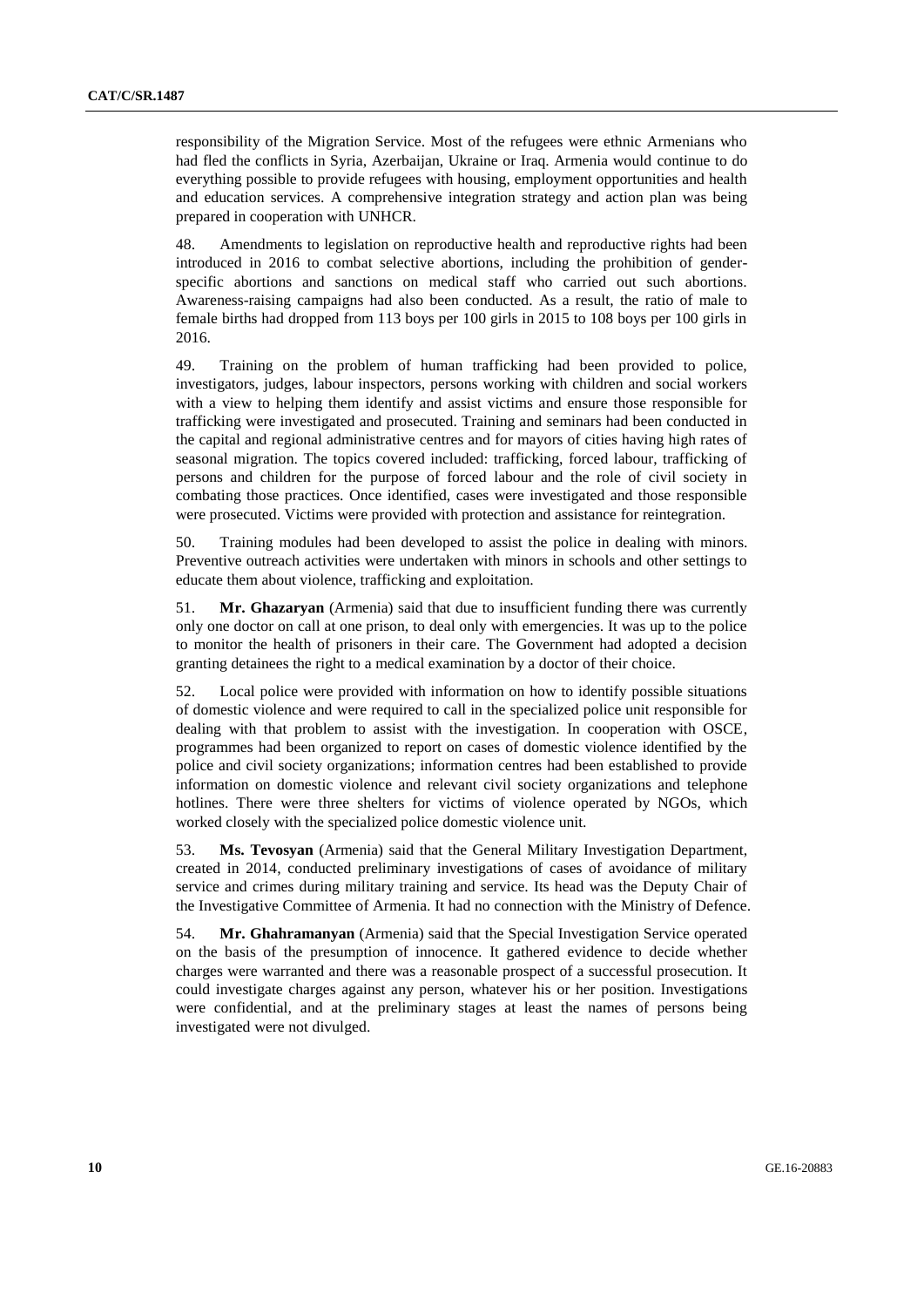responsibility of the Migration Service. Most of the refugees were ethnic Armenians who had fled the conflicts in Syria, Azerbaijan, Ukraine or Iraq. Armenia would continue to do everything possible to provide refugees with housing, employment opportunities and health and education services. A comprehensive integration strategy and action plan was being prepared in cooperation with UNHCR.

48. Amendments to legislation on reproductive health and reproductive rights had been introduced in 2016 to combat selective abortions, including the prohibition of gender-specific abortions and sanctions on medical staff who carried out such abortions. Awareness-raising campaigns had also been conducted. As a result, the ratio of male to female births had dropped from 113 boys per 100 girls in 2015 to 108 boys per 100 girls in 2016.

49. Training on the problem of human trafficking had been provided to police, investigators, judges, labour inspectors, persons working with children and social workers with a view to helping them identify and assist victims and ensure those responsible for trafficking were investigated and prosecuted. Training and seminars had been conducted in the capital and regional administrative centres and for mayors of cities having high rates of seasonal migration. The topics covered included: trafficking, forced labour, trafficking of persons and children for the purpose of forced labour and the role of civil society in combating those practices. Once identified, cases were investigated and those responsible were prosecuted. Victims were provided with protection and assistance for reintegration.

50. Training modules had been developed to assist the police in dealing with minors. Preventive outreach activities were undertaken with minors in schools and other settings to educate them about violence, trafficking and exploitation.

51. **Mr. Ghazaryan** (Armenia) said that due to insufficient funding there was currently only one doctor on call at one prison, to deal only with emergencies. It was up to the police to monitor the health of prisoners in their care. The Government had adopted a decision granting detainees the right to a medical examination by a doctor of their choice.

52. Local police were provided with information on how to identify possible situations of domestic violence and were required to call in the specialized police unit responsible for dealing with that problem to assist with the investigation. In cooperation with OSCE, programmes had been organized to report on cases of domestic violence identified by the police and civil society organizations; information centres had been established to provide information on domestic violence and relevant civil society organizations and telephone hotlines. There were three shelters for victims of violence operated by NGOs, which worked closely with the specialized police domestic violence unit.

53. **Ms. Tevosyan** (Armenia) said that the General Military Investigation Department, created in 2014, conducted preliminary investigations of cases of avoidance of military service and crimes during military training and service. Its head was the Deputy Chair of the Investigative Committee of Armenia. It had no connection with the Ministry of Defence.

54. **Mr. Ghahramanyan** (Armenia) said that the Special Investigation Service operated on the basis of the presumption of innocence. It gathered evidence to decide whether charges were warranted and there was a reasonable prospect of a successful prosecution. It could investigate charges against any person, whatever his or her position. Investigations were confidential, and at the preliminary stages at least the names of persons being investigated were not divulged.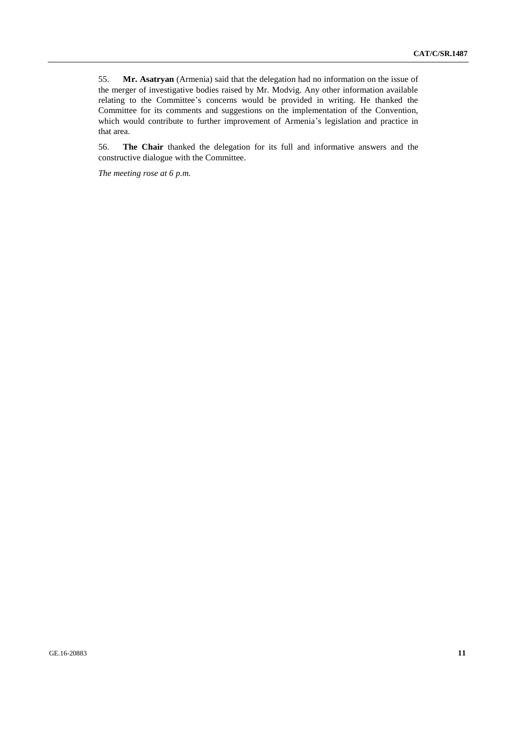55. **Mr. Asatryan** (Armenia) said that the delegation had no information on the issue of the merger of investigative bodies raised by Mr. Modvig. Any other information available relating to the Committee's concerns would be provided in writing. He thanked the Committee for its comments and suggestions on the implementation of the Convention, which would contribute to further improvement of Armenia's legislation and practice in that area.

56. **The Chair** thanked the delegation for its full and informative answers and the constructive dialogue with the Committee.

*The meeting rose at 6 p.m.*